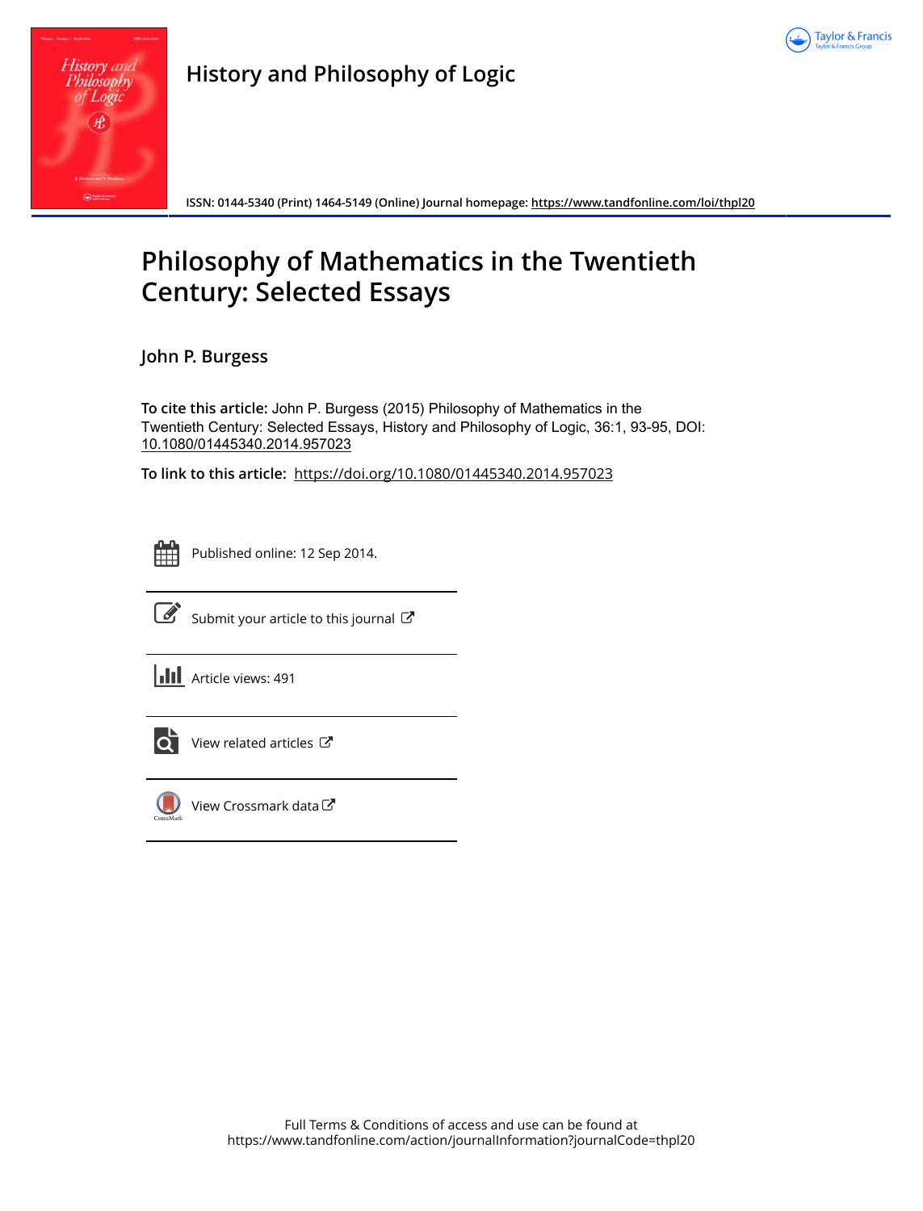# History and Philosophy of Logic

ISSN: 0144-5340 (Print) 1464-5149 (Online) Journal homepage: https://www.tandfonline.com/loi/thpl20

# Philosophy of Mathematics in the Twentieth Century: Selected Essays

## John P. Burgess

**To cite this article:** John P. Burgess (2015) Philosophy of Mathematics in the Twentieth Century: Selected Essays, History and Philosophy of Logic, 36:1, 93-95, DOI: 10.1080/01445340.2014.957023

**To link to this article:** https://doi.org/10.1080/01445340.2014.957023

Published online: 12 Sep 2014.

Submit your article to this journal

Article views: 491

View related articles

View Crossmark data

Full Terms & Conditions of access and use can be found at
https://www.tandfonline.com/action/journalInformation?journalCode=thpl20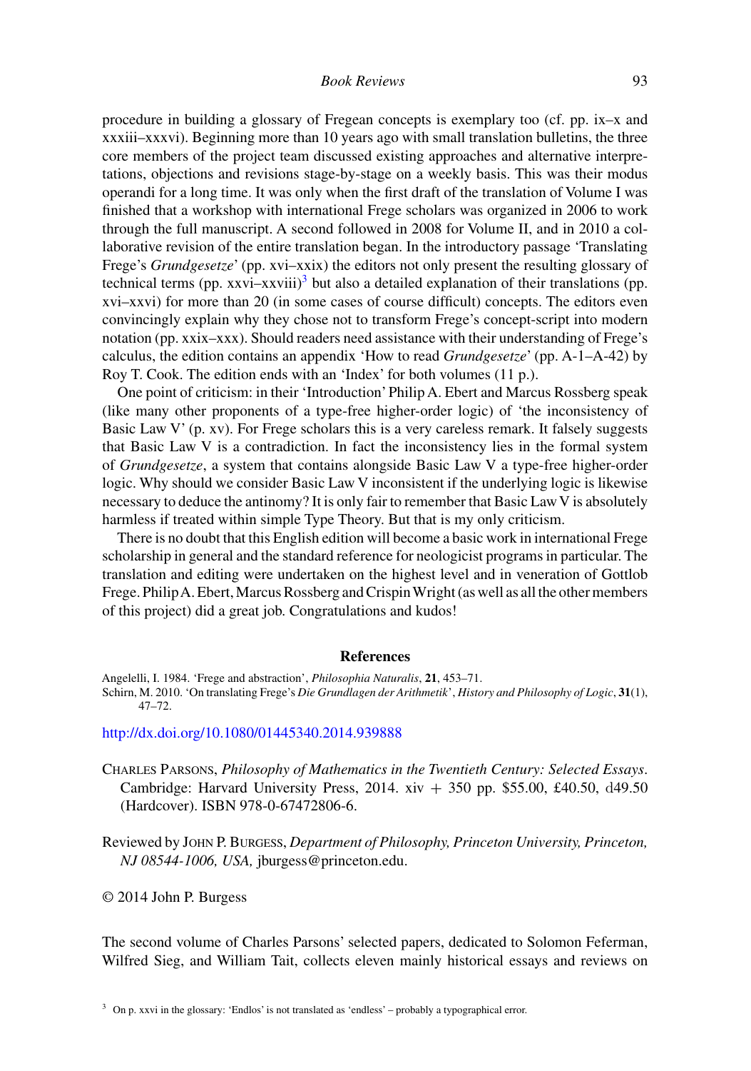procedure in building a glossary of Fregean concepts is exemplary too (cf. pp. ix–x and xxxiii–xxxvi). Beginning more than 10 years ago with small translation bulletins, the three core members of the project team discussed existing approaches and alternative interpretations, objections and revisions stage-by-stage on a weekly basis. This was their modus operandi for a long time. It was only when the first draft of the translation of Volume I was finished that a workshop with international Frege scholars was organized in 2006 to work through the full manuscript. A second followed in 2008 for Volume II, and in 2010 a collaborative revision of the entire translation began. In the introductory passage 'Translating Frege's *Grundgesetze*' (pp. xvi–xxix) the editors not only present the resulting glossary of technical terms (pp. xxvi–xxviii)[3] but also a detailed explanation of their translations (pp. xvi–xxvi) for more than 20 (in some cases of course difficult) concepts. The editors even convincingly explain why they chose not to transform Frege's concept-script into modern notation (pp. xxix–xxx). Should readers need assistance with their understanding of Frege's calculus, the edition contains an appendix 'How to read *Grundgesetze*' (pp. A-1–A-42) by Roy T. Cook. The edition ends with an 'Index' for both volumes (11 p.).

One point of criticism: in their 'Introduction' Philip A. Ebert and Marcus Rossberg speak (like many other proponents of a type-free higher-order logic) of 'the inconsistency of Basic Law V' (p. xv). For Frege scholars this is a very careless remark. It falsely suggests that Basic Law V is a contradiction. In fact the inconsistency lies in the formal system of *Grundgesetze*, a system that contains alongside Basic Law V a type-free higher-order logic. Why should we consider Basic Law V inconsistent if the underlying logic is likewise necessary to deduce the antinomy? It is only fair to remember that Basic Law V is absolutely harmless if treated within simple Type Theory. But that is my only criticism.

There is no doubt that this English edition will become a basic work in international Frege scholarship in general and the standard reference for neologicist programs in particular. The translation and editing were undertaken on the highest level and in veneration of Gottlob Frege. Philip A. Ebert, Marcus Rossberg and Crispin Wright (as well as all the other members of this project) did a great job. Congratulations and kudos!

## References

Angelelli, I. 1984. 'Frege and abstraction', *Philosophia Naturalis*, **21**, 453–71.

Schirn, M. 2010. 'On translating Frege's *Die Grundlagen der Arithmetik*', *History and Philosophy of Logic*, **31**(1), 47–72.

http://dx.doi.org/10.1080/01445340.2014.939888

CHARLES PARSONS, *Philosophy of Mathematics in the Twentieth Century: Selected Essays*. Cambridge: Harvard University Press, 2014. xiv + 350 pp. \$55.00, £40.50, €49.50 (Hardcover). ISBN 978-0-67472806-6.

Reviewed by JOHN P. BURGESS, *Department of Philosophy, Princeton University, Princeton, NJ 08544-1006, USA,* jburgess@princeton.edu.

© 2014 John P. Burgess

The second volume of Charles Parsons' selected papers, dedicated to Solomon Feferman, Wilfred Sieg, and William Tait, collects eleven mainly historical essays and reviews on

[3] On p. xxvi in the glossary: 'Endlos' is not translated as 'endless' – probably a typographical error.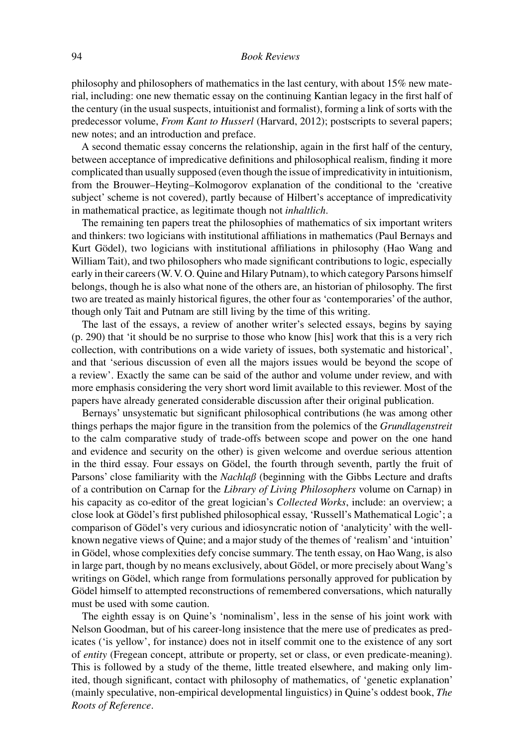philosophy and philosophers of mathematics in the last century, with about 15% new material, including: one new thematic essay on the continuing Kantian legacy in the first half of the century (in the usual suspects, intuitionist and formalist), forming a link of sorts with the predecessor volume, *From Kant to Husserl* (Harvard, 2012); postscripts to several papers; new notes; and an introduction and preface.

A second thematic essay concerns the relationship, again in the first half of the century, between acceptance of impredicative definitions and philosophical realism, finding it more complicated than usually supposed (even though the issue of impredicativity in intuitionism, from the Brouwer–Heyting–Kolmogorov explanation of the conditional to the 'creative subject' scheme is not covered), partly because of Hilbert's acceptance of impredicativity in mathematical practice, as legitimate though not *inhaltlich*.

The remaining ten papers treat the philosophies of mathematics of six important writers and thinkers: two logicians with institutional affiliations in mathematics (Paul Bernays and Kurt Gödel), two logicians with institutional affiliations in philosophy (Hao Wang and William Tait), and two philosophers who made significant contributions to logic, especially early in their careers (W. V. O. Quine and Hilary Putnam), to which category Parsons himself belongs, though he is also what none of the others are, an historian of philosophy. The first two are treated as mainly historical figures, the other four as 'contemporaries' of the author, though only Tait and Putnam are still living by the time of this writing.

The last of the essays, a review of another writer's selected essays, begins by saying (p. 290) that 'it should be no surprise to those who know [his] work that this is a very rich collection, with contributions on a wide variety of issues, both systematic and historical', and that 'serious discussion of even all the majors issues would be beyond the scope of a review'. Exactly the same can be said of the author and volume under review, and with more emphasis considering the very short word limit available to this reviewer. Most of the papers have already generated considerable discussion after their original publication.

Bernays' unsystematic but significant philosophical contributions (he was among other things perhaps the major figure in the transition from the polemics of the *Grundlagenstreit* to the calm comparative study of trade-offs between scope and power on the one hand and evidence and security on the other) is given welcome and overdue serious attention in the third essay. Four essays on Gödel, the fourth through seventh, partly the fruit of Parsons' close familiarity with the *Nachlaß* (beginning with the Gibbs Lecture and drafts of a contribution on Carnap for the *Library of Living Philosophers* volume on Carnap) in his capacity as co-editor of the great logician's *Collected Works*, include: an overview; a close look at Gödel's first published philosophical essay, 'Russell's Mathematical Logic'; a comparison of Gödel's very curious and idiosyncratic notion of 'analyticity' with the well-known negative views of Quine; and a major study of the themes of 'realism' and 'intuition' in Gödel, whose complexities defy concise summary. The tenth essay, on Hao Wang, is also in large part, though by no means exclusively, about Gödel, or more precisely about Wang's writings on Gödel, which range from formulations personally approved for publication by Gödel himself to attempted reconstructions of remembered conversations, which naturally must be used with some caution.

The eighth essay is on Quine's 'nominalism', less in the sense of his joint work with Nelson Goodman, but of his career-long insistence that the mere use of predicates as predicates ('is yellow', for instance) does not in itself commit one to the existence of any sort of *entity* (Fregean concept, attribute or property, set or class, or even predicate-meaning). This is followed by a study of the theme, little treated elsewhere, and making only limited, though significant, contact with philosophy of mathematics, of 'genetic explanation' (mainly speculative, non-empirical developmental linguistics) in Quine's oddest book, *The Roots of Reference*.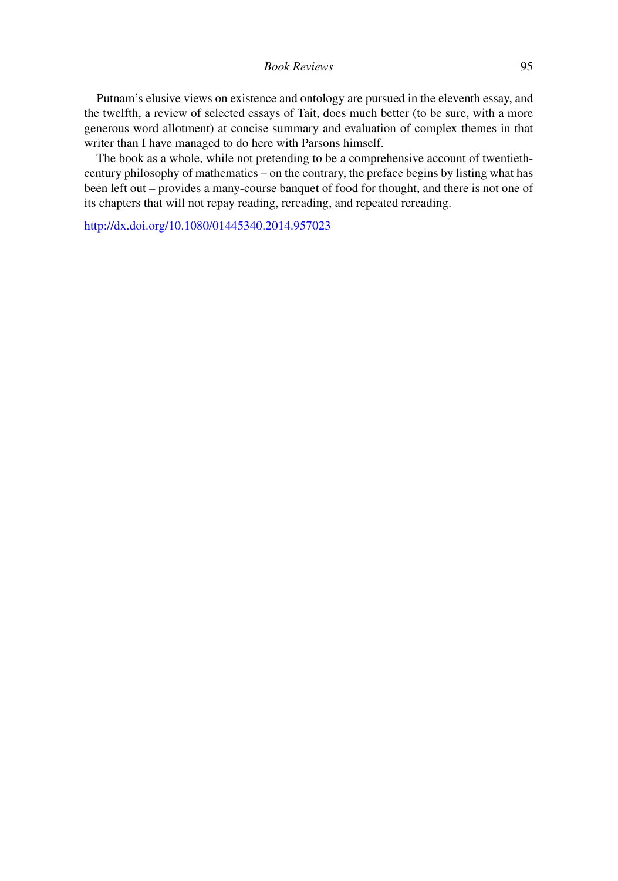Putnam's elusive views on existence and ontology are pursued in the eleventh essay, and the twelfth, a review of selected essays of Tait, does much better (to be sure, with a more generous word allotment) at concise summary and evaluation of complex themes in that writer than I have managed to do here with Parsons himself.

The book as a whole, while not pretending to be a comprehensive account of twentieth-century philosophy of mathematics – on the contrary, the preface begins by listing what has been left out – provides a many-course banquet of food for thought, and there is not one of its chapters that will not repay reading, rereading, and repeated rereading.

http://dx.doi.org/10.1080/01445340.2014.957023